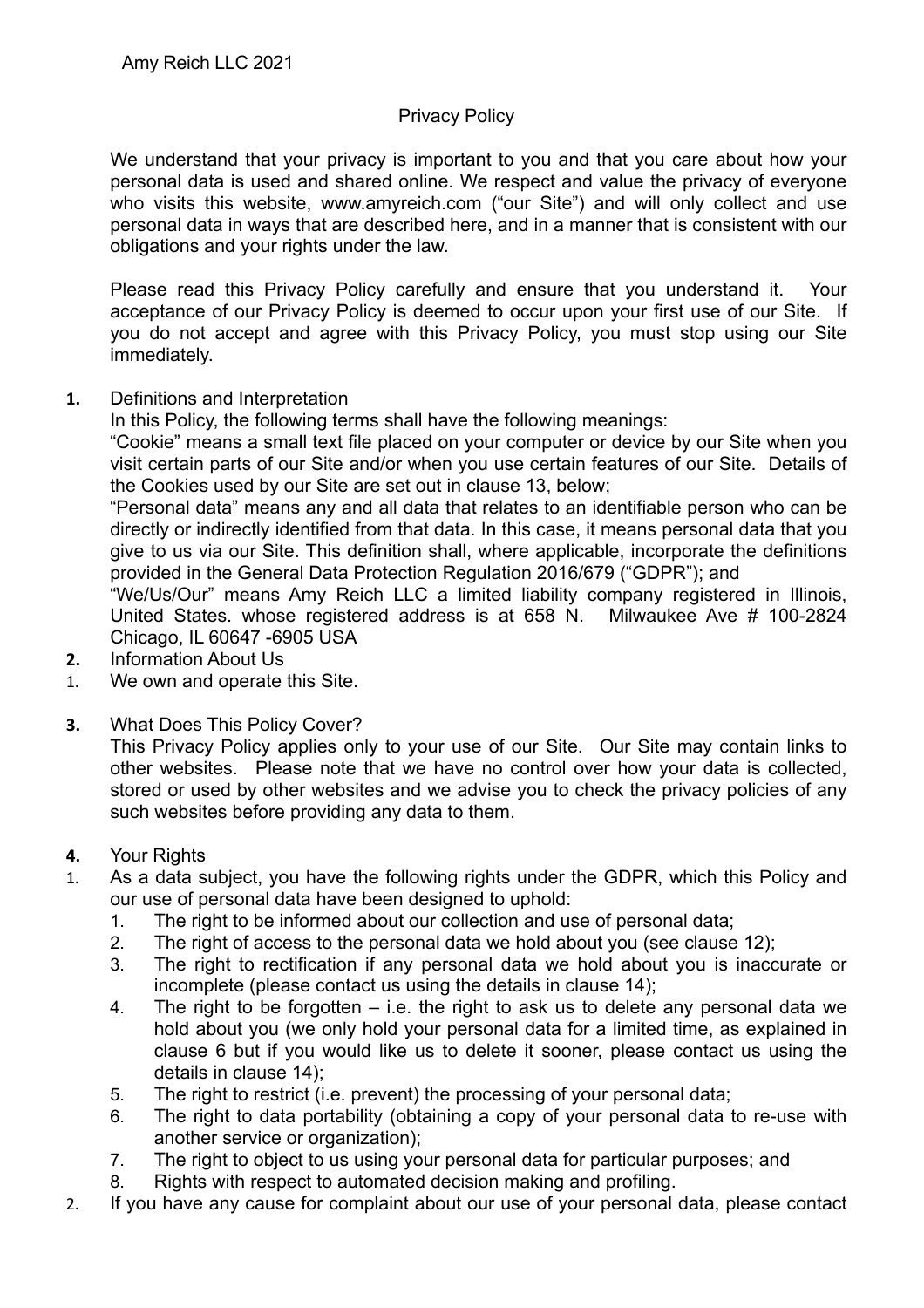Amy Reich LLC 2021

# Privacy Policy

We understand that your privacy is important to you and that you care about how your personal data is used and shared online. We respect and value the privacy of everyone who visits this website, www.amyreich.com ("our Site") and will only collect and use personal data in ways that are described here, and in a manner that is consistent with our obligations and your rights under the law.

Please read this Privacy Policy carefully and ensure that you understand it. Your acceptance of our Privacy Policy is deemed to occur upon your first use of our Site. If you do not accept and agree with this Privacy Policy, you must stop using our Site immediately.

**1.** Definitions and Interpretation

In this Policy, the following terms shall have the following meanings:

"Cookie" means a small text file placed on your computer or device by our Site when you visit certain parts of our Site and/or when you use certain features of our Site. Details of the Cookies used by our Site are set out in clause 13, below;

"Personal data" means any and all data that relates to an identifiable person who can be directly or indirectly identified from that data. In this case, it means personal data that you give to us via our Site. This definition shall, where applicable, incorporate the definitions provided in the General Data Protection Regulation 2016/679 ("GDPR"); and

"We/Us/Our" means Amy Reich LLC a limited liability company registered in Illinois, United States. whose registered address is at 658 N. Milwaukee Ave # 100-2824 Chicago, IL 60647 -6905 USA

**2.** Information About Us

1. We own and operate this Site.

**3.** What Does This Policy Cover?

This Privacy Policy applies only to your use of our Site. Our Site may contain links to other websites. Please note that we have no control over how your data is collected, stored or used by other websites and we advise you to check the privacy policies of any such websites before providing any data to them.

**4.** Your Rights

1. As a data subject, you have the following rights under the GDPR, which this Policy and our use of personal data have been designed to uphold:
    1. The right to be informed about our collection and use of personal data;
    2. The right of access to the personal data we hold about you (see clause 12);
    3. The right to rectification if any personal data we hold about you is inaccurate or incomplete (please contact us using the details in clause 14);
    4. The right to be forgotten – i.e. the right to ask us to delete any personal data we hold about you (we only hold your personal data for a limited time, as explained in clause 6 but if you would like us to delete it sooner, please contact us using the details in clause 14);
    5. The right to restrict (i.e. prevent) the processing of your personal data;
    6. The right to data portability (obtaining a copy of your personal data to re-use with another service or organization);
    7. The right to object to us using your personal data for particular purposes; and
    8. Rights with respect to automated decision making and profiling.
2. If you have any cause for complaint about our use of your personal data, please contact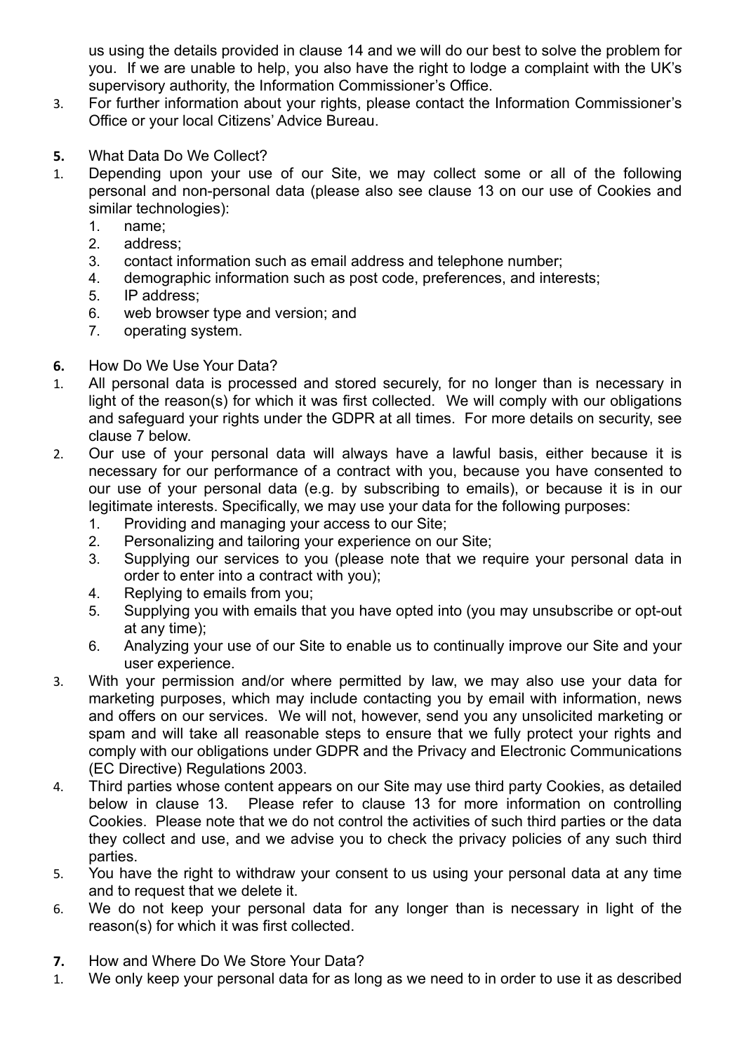us using the details provided in clause 14 and we will do our best to solve the problem for you. If we are unable to help, you also have the right to lodge a complaint with the UK's supervisory authority, the Information Commissioner's Office.

3. For further information about your rights, please contact the Information Commissioner's Office or your local Citizens' Advice Bureau.

**5.** What Data Do We Collect?

1. Depending upon your use of our Site, we may collect some or all of the following personal and non-personal data (please also see clause 13 on our use of Cookies and similar technologies):
    1. name;
    2. address;
    3. contact information such as email address and telephone number;
    4. demographic information such as post code, preferences, and interests;
    5. IP address;
    6. web browser type and version; and
    7. operating system.

**6.** How Do We Use Your Data?

1. All personal data is processed and stored securely, for no longer than is necessary in light of the reason(s) for which it was first collected. We will comply with our obligations and safeguard your rights under the GDPR at all times. For more details on security, see clause 7 below.
2. Our use of your personal data will always have a lawful basis, either because it is necessary for our performance of a contract with you, because you have consented to our use of your personal data (e.g. by subscribing to emails), or because it is in our legitimate interests. Specifically, we may use your data for the following purposes:
    1. Providing and managing your access to our Site;
    2. Personalizing and tailoring your experience on our Site;
    3. Supplying our services to you (please note that we require your personal data in order to enter into a contract with you);
    4. Replying to emails from you;
    5. Supplying you with emails that you have opted into (you may unsubscribe or opt-out at any time);
    6. Analyzing your use of our Site to enable us to continually improve our Site and your user experience.
3. With your permission and/or where permitted by law, we may also use your data for marketing purposes, which may include contacting you by email with information, news and offers on our services. We will not, however, send you any unsolicited marketing or spam and will take all reasonable steps to ensure that we fully protect your rights and comply with our obligations under GDPR and the Privacy and Electronic Communications (EC Directive) Regulations 2003.
4. Third parties whose content appears on our Site may use third party Cookies, as detailed below in clause 13. Please refer to clause 13 for more information on controlling Cookies. Please note that we do not control the activities of such third parties or the data they collect and use, and we advise you to check the privacy policies of any such third parties.
5. You have the right to withdraw your consent to us using your personal data at any time and to request that we delete it.
6. We do not keep your personal data for any longer than is necessary in light of the reason(s) for which it was first collected.

**7.** How and Where Do We Store Your Data?

1. We only keep your personal data for as long as we need to in order to use it as described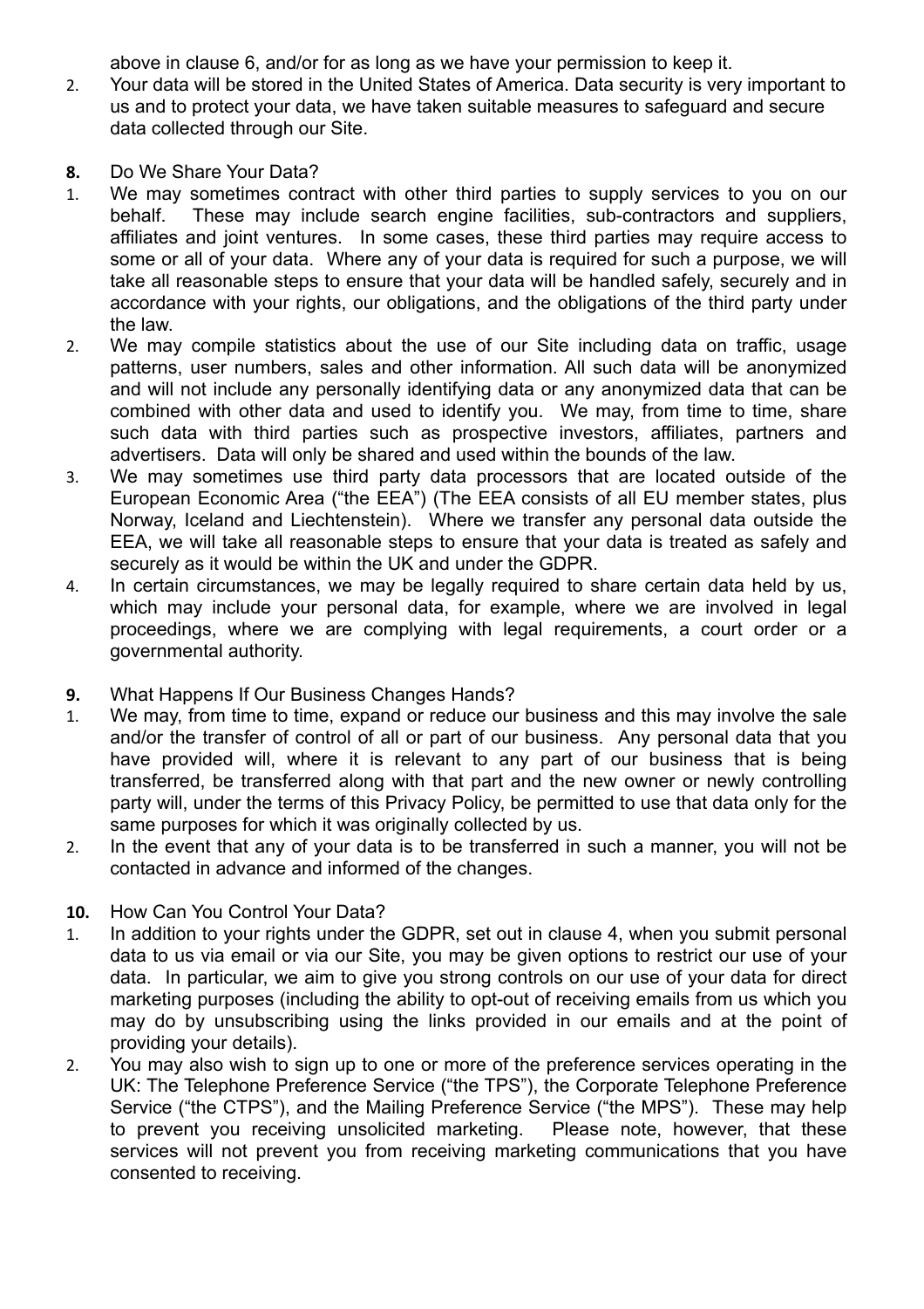above in clause 6, and/or for as long as we have your permission to keep it.

2. Your data will be stored in the United States of America. Data security is very important to us and to protect your data, we have taken suitable measures to safeguard and secure data collected through our Site.

**8.** Do We Share Your Data?

1. We may sometimes contract with other third parties to supply services to you on our behalf. These may include search engine facilities, sub-contractors and suppliers, affiliates and joint ventures. In some cases, these third parties may require access to some or all of your data. Where any of your data is required for such a purpose, we will take all reasonable steps to ensure that your data will be handled safely, securely and in accordance with your rights, our obligations, and the obligations of the third party under the law.
2. We may compile statistics about the use of our Site including data on traffic, usage patterns, user numbers, sales and other information. All such data will be anonymized and will not include any personally identifying data or any anonymized data that can be combined with other data and used to identify you. We may, from time to time, share such data with third parties such as prospective investors, affiliates, partners and advertisers. Data will only be shared and used within the bounds of the law.
3. We may sometimes use third party data processors that are located outside of the European Economic Area ("the EEA") (The EEA consists of all EU member states, plus Norway, Iceland and Liechtenstein). Where we transfer any personal data outside the EEA, we will take all reasonable steps to ensure that your data is treated as safely and securely as it would be within the UK and under the GDPR.
4. In certain circumstances, we may be legally required to share certain data held by us, which may include your personal data, for example, where we are involved in legal proceedings, where we are complying with legal requirements, a court order or a governmental authority.

**9.** What Happens If Our Business Changes Hands?

1. We may, from time to time, expand or reduce our business and this may involve the sale and/or the transfer of control of all or part of our business. Any personal data that you have provided will, where it is relevant to any part of our business that is being transferred, be transferred along with that part and the new owner or newly controlling party will, under the terms of this Privacy Policy, be permitted to use that data only for the same purposes for which it was originally collected by us.
2. In the event that any of your data is to be transferred in such a manner, you will not be contacted in advance and informed of the changes.

**10.** How Can You Control Your Data?

1. In addition to your rights under the GDPR, set out in clause 4, when you submit personal data to us via email or via our Site, you may be given options to restrict our use of your data. In particular, we aim to give you strong controls on our use of your data for direct marketing purposes (including the ability to opt-out of receiving emails from us which you may do by unsubscribing using the links provided in our emails and at the point of providing your details).
2. You may also wish to sign up to one or more of the preference services operating in the UK: The Telephone Preference Service ("the TPS"), the Corporate Telephone Preference Service ("the CTPS"), and the Mailing Preference Service ("the MPS"). These may help to prevent you receiving unsolicited marketing. Please note, however, that these services will not prevent you from receiving marketing communications that you have consented to receiving.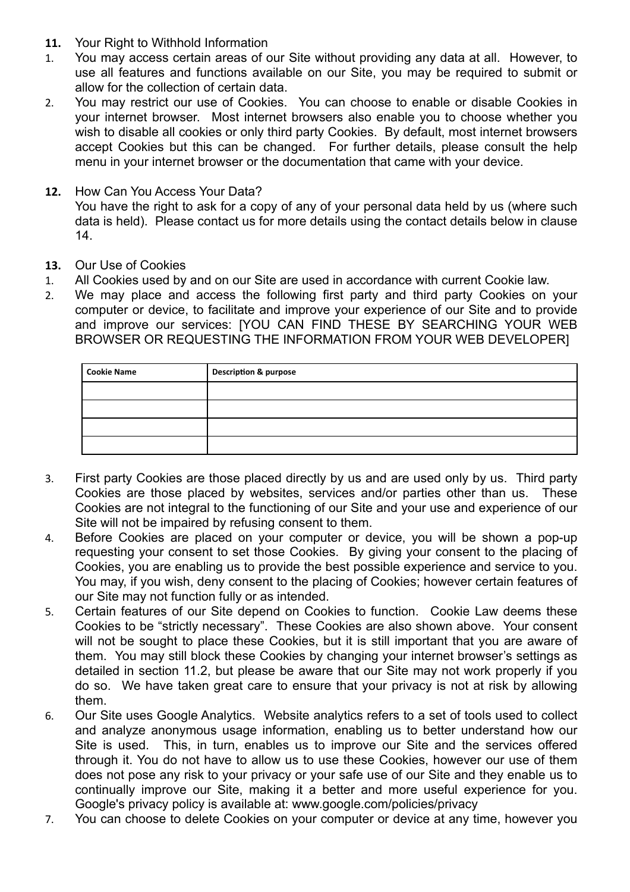**11.** Your Right to Withhold Information

1. You may access certain areas of our Site without providing any data at all. However, to use all features and functions available on our Site, you may be required to submit or allow for the collection of certain data.
2. You may restrict our use of Cookies. You can choose to enable or disable Cookies in your internet browser. Most internet browsers also enable you to choose whether you wish to disable all cookies or only third party Cookies. By default, most internet browsers accept Cookies but this can be changed. For further details, please consult the help menu in your internet browser or the documentation that came with your device.

**12.** How Can You Access Your Data?

You have the right to ask for a copy of any of your personal data held by us (where such data is held). Please contact us for more details using the contact details below in clause 14.

**13.** Our Use of Cookies

1. All Cookies used by and on our Site are used in accordance with current Cookie law.
2. We may place and access the following first party and third party Cookies on your computer or device, to facilitate and improve your experience of our Site and to provide and improve our services: [YOU CAN FIND THESE BY SEARCHING YOUR WEB BROWSER OR REQUESTING THE INFORMATION FROM YOUR WEB DEVELOPER]

| Cookie Name | Description & purpose |
|---|---|
| | |
| | |
| | |
| | |

3. First party Cookies are those placed directly by us and are used only by us. Third party Cookies are those placed by websites, services and/or parties other than us. These Cookies are not integral to the functioning of our Site and your use and experience of our Site will not be impaired by refusing consent to them.
4. Before Cookies are placed on your computer or device, you will be shown a pop-up requesting your consent to set those Cookies. By giving your consent to the placing of Cookies, you are enabling us to provide the best possible experience and service to you. You may, if you wish, deny consent to the placing of Cookies; however certain features of our Site may not function fully or as intended.
5. Certain features of our Site depend on Cookies to function. Cookie Law deems these Cookies to be "strictly necessary". These Cookies are also shown above. Your consent will not be sought to place these Cookies, but it is still important that you are aware of them. You may still block these Cookies by changing your internet browser's settings as detailed in section 11.2, but please be aware that our Site may not work properly if you do so. We have taken great care to ensure that your privacy is not at risk by allowing them.
6. Our Site uses Google Analytics. Website analytics refers to a set of tools used to collect and analyze anonymous usage information, enabling us to better understand how our Site is used. This, in turn, enables us to improve our Site and the services offered through it. You do not have to allow us to use these Cookies, however our use of them does not pose any risk to your privacy or your safe use of our Site and they enable us to continually improve our Site, making it a better and more useful experience for you. Google's privacy policy is available at: www.google.com/policies/privacy
7. You can choose to delete Cookies on your computer or device at any time, however you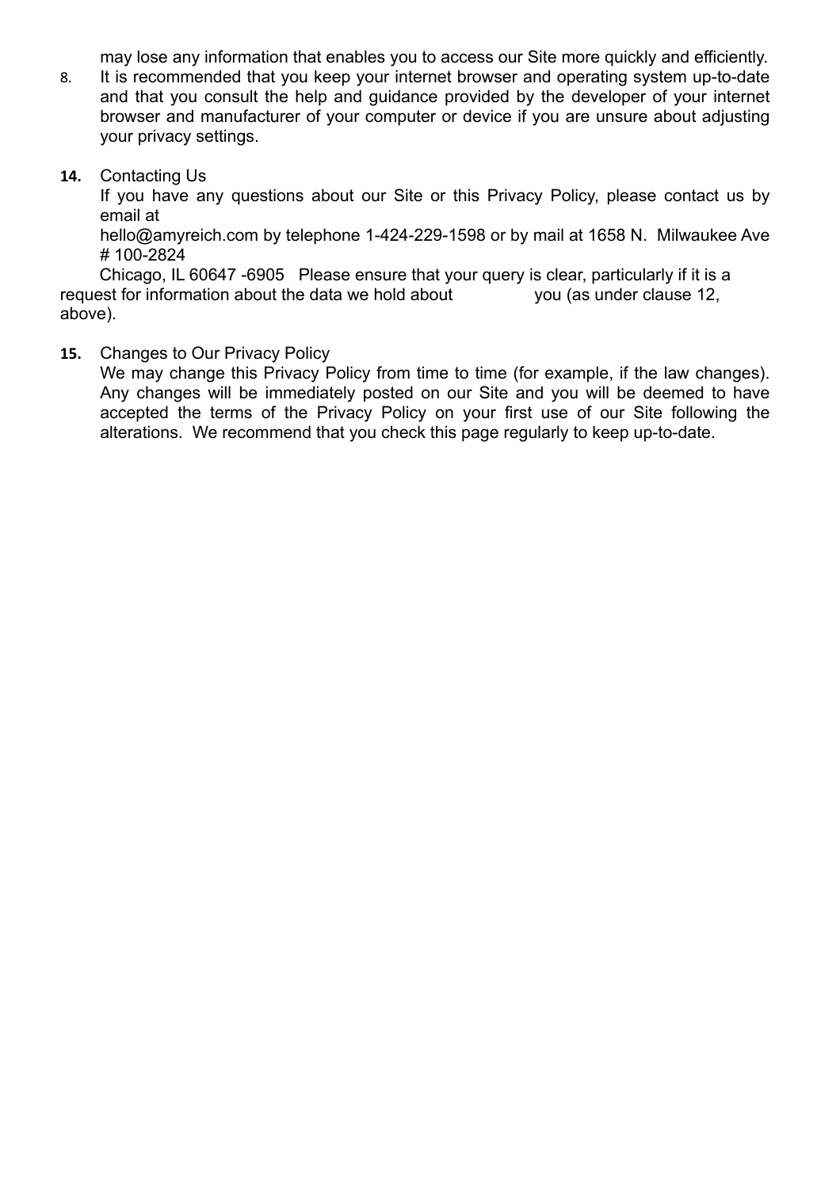may lose any information that enables you to access our Site more quickly and efficiently.

8. It is recommended that you keep your internet browser and operating system up-to-date and that you consult the help and guidance provided by the developer of your internet browser and manufacturer of your computer or device if you are unsure about adjusting your privacy settings.

**14.** Contacting Us

If you have any questions about our Site or this Privacy Policy, please contact us by email at hello@amyreich.com by telephone 1-424-229-1598 or by mail at 1658 N. Milwaukee Ave # 100-2824 Chicago, IL 60647 -6905 Please ensure that your query is clear, particularly if it is a request for information about the data we hold about you (as under clause 12, above).

**15.** Changes to Our Privacy Policy

We may change this Privacy Policy from time to time (for example, if the law changes). Any changes will be immediately posted on our Site and you will be deemed to have accepted the terms of the Privacy Policy on your first use of our Site following the alterations. We recommend that you check this page regularly to keep up-to-date.